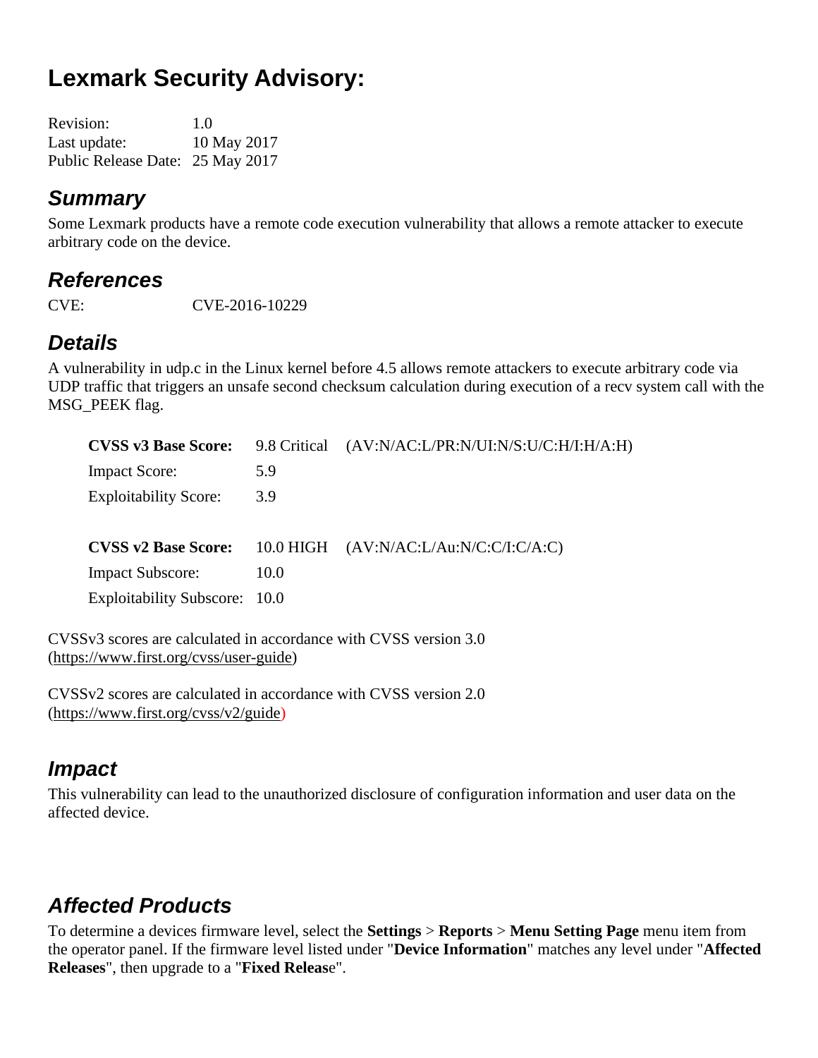# Lexmark Security Advisory:

| | |
|---|---|
| Revision: | 1.0 |
| Last update: | 10 May 2017 |
| Public Release Date: | 25 May 2017 |

## Summary

Some Lexmark products have a remote code execution vulnerability that allows a remote attacker to execute arbitrary code on the device.

## References

CVE: CVE-2016-10229

## Details

A vulnerability in udp.c in the Linux kernel before 4.5 allows remote attackers to execute arbitrary code via UDP traffic that triggers an unsafe second checksum calculation during execution of a recv system call with the MSG_PEEK flag.

| | | |
|---|---|---|
| **CVSS v3 Base Score:** | 9.8 Critical | (AV:N/AC:L/PR:N/UI:N/S:U/C:H/I:H/A:H) |
| Impact Score: | 5.9 | |
| Exploitability Score: | 3.9 | |
| | | |
| **CVSS v2 Base Score:** | 10.0 HIGH | (AV:N/AC:L/Au:N/C:C/I:C/A:C) |
| Impact Subscore: | 10.0 | |
| Exploitability Subscore: | 10.0 | |

CVSSv3 scores are calculated in accordance with CVSS version 3.0 (https://www.first.org/cvss/user-guide)

CVSSv2 scores are calculated in accordance with CVSS version 2.0 (https://www.first.org/cvss/v2/guide)

## Impact

This vulnerability can lead to the unauthorized disclosure of configuration information and user data on the affected device.

## Affected Products

To determine a devices firmware level, select the **Settings** > **Reports** > **Menu Setting Page** menu item from the operator panel. If the firmware level listed under "**Device Information**" matches any level under "**Affected Releases**", then upgrade to a "**Fixed Release**".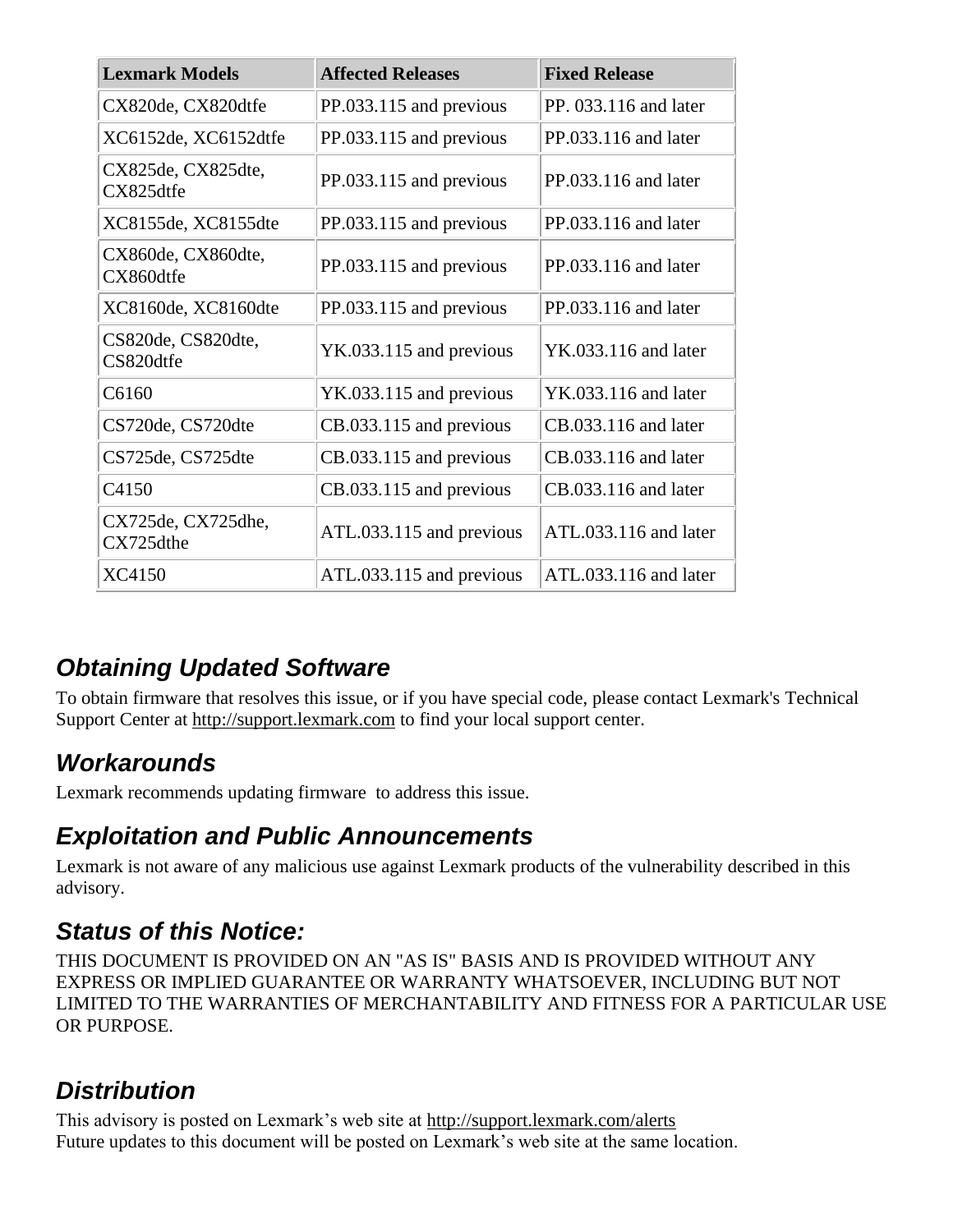| Lexmark Models | Affected Releases | Fixed Release |
|---|---|---|
| CX820de, CX820dtfe | PP.033.115 and previous | PP. 033.116 and later |
| XC6152de, XC6152dtfe | PP.033.115 and previous | PP.033.116 and later |
| CX825de, CX825dte, CX825dtfe | PP.033.115 and previous | PP.033.116 and later |
| XC8155de, XC8155dte | PP.033.115 and previous | PP.033.116 and later |
| CX860de, CX860dte, CX860dtfe | PP.033.115 and previous | PP.033.116 and later |
| XC8160de, XC8160dte | PP.033.115 and previous | PP.033.116 and later |
| CS820de, CS820dte, CS820dtfe | YK.033.115 and previous | YK.033.116 and later |
| C6160 | YK.033.115 and previous | YK.033.116 and later |
| CS720de, CS720dte | CB.033.115 and previous | CB.033.116 and later |
| CS725de, CS725dte | CB.033.115 and previous | CB.033.116 and later |
| C4150 | CB.033.115 and previous | CB.033.116 and later |
| CX725de, CX725dhe, CX725dthe | ATL.033.115 and previous | ATL.033.116 and later |
| XC4150 | ATL.033.115 and previous | ATL.033.116 and later |

## *Obtaining Updated Software*

To obtain firmware that resolves this issue, or if you have special code, please contact Lexmark's Technical Support Center at http://support.lexmark.com to find your local support center.

## *Workarounds*

Lexmark recommends updating firmware to address this issue.

## *Exploitation and Public Announcements*

Lexmark is not aware of any malicious use against Lexmark products of the vulnerability described in this advisory.

## *Status of this Notice:*

THIS DOCUMENT IS PROVIDED ON AN "AS IS" BASIS AND IS PROVIDED WITHOUT ANY EXPRESS OR IMPLIED GUARANTEE OR WARRANTY WHATSOEVER, INCLUDING BUT NOT LIMITED TO THE WARRANTIES OF MERCHANTABILITY AND FITNESS FOR A PARTICULAR USE OR PURPOSE.

## *Distribution*

This advisory is posted on Lexmark's web site at http://support.lexmark.com/alerts
Future updates to this document will be posted on Lexmark's web site at the same location.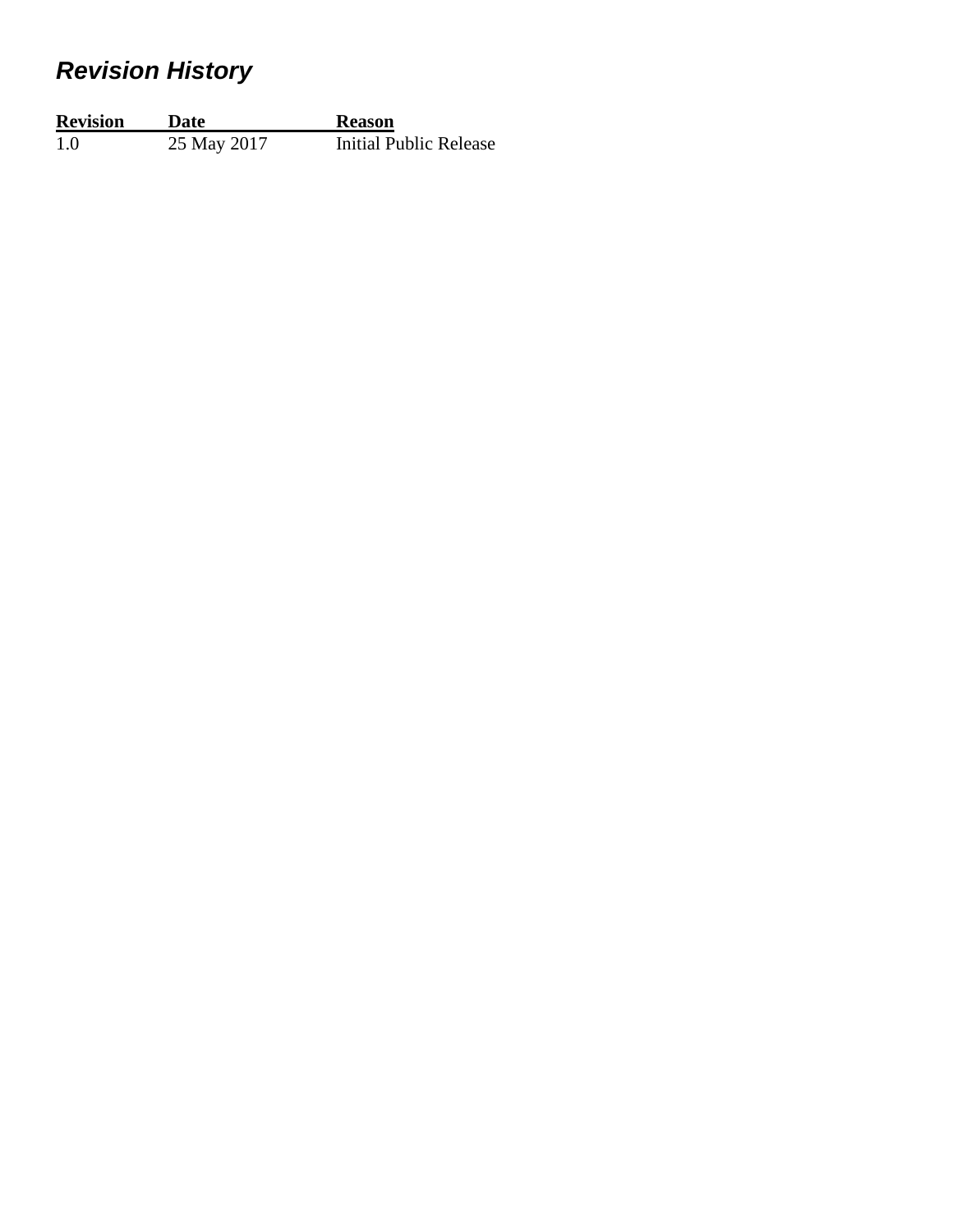## ***Revision History***

| Revision | Date | Reason |
|---|---|---|
| 1.0 | 25 May 2017 | Initial Public Release |